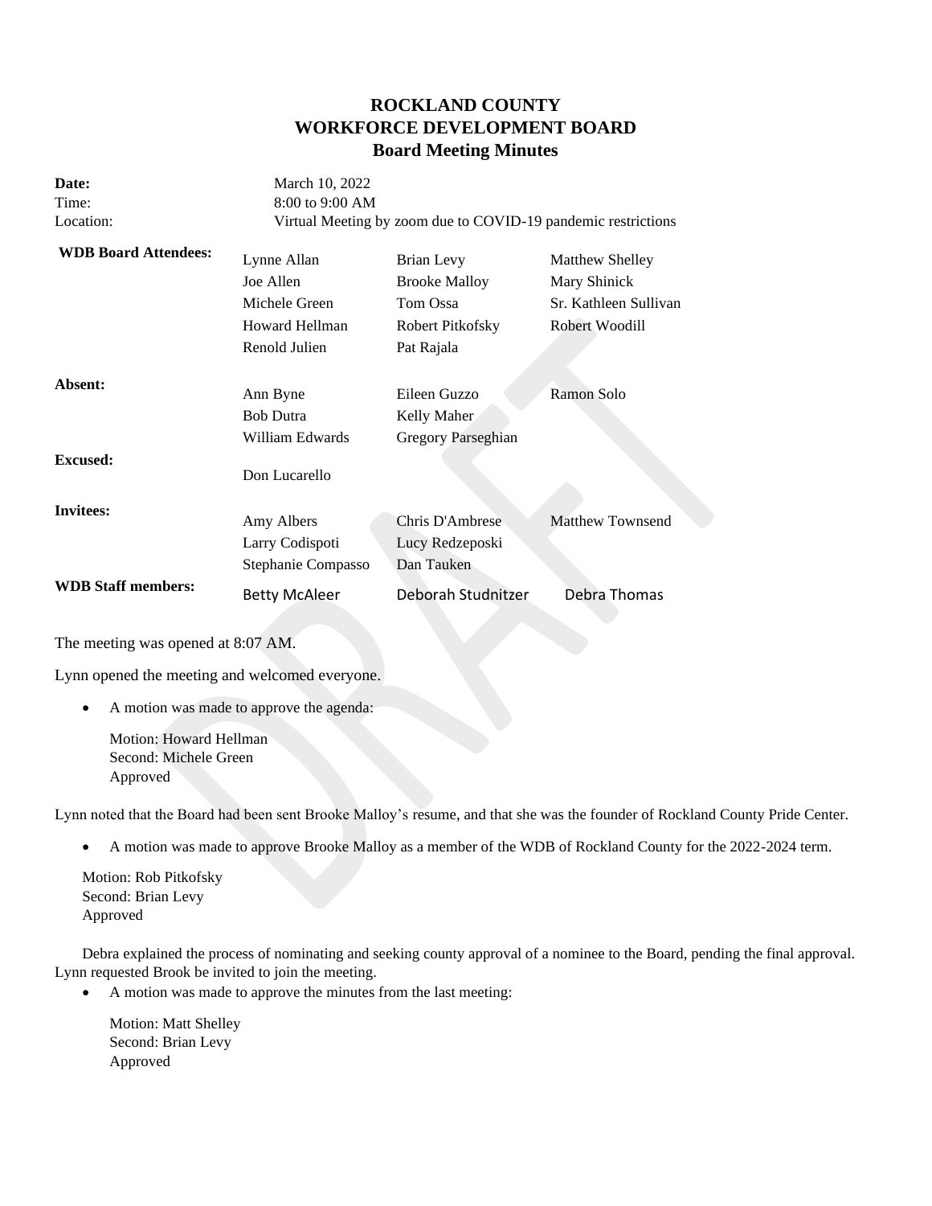# ROCKLAND COUNTY
# WORKFORCE DEVELOPMENT BOARD
## Board Meeting Minutes

| | | | |
|---|---|---|---|
| **Date:** | March 10, 2022 | | |
| Time: | 8:00 to 9:00 AM | | |
| Location: | Virtual Meeting by zoom due to COVID-19 pandemic restrictions | | |
| **WDB Board Attendees:** | Lynne Allan | Brian Levy | Matthew Shelley |
| | Joe Allen | Brooke Malloy | Mary Shinick |
| | Michele Green | Tom Ossa | Sr. Kathleen Sullivan |
| | Howard Hellman | Robert Pitkofsky | Robert Woodill |
| | Renold Julien | Pat Rajala | |
| **Absent:** | Ann Byne | Eileen Guzzo | Ramon Solo |
| | Bob Dutra | Kelly Maher | |
| | William Edwards | Gregory Parseghian | |
| **Excused:** | Don Lucarello | | |
| **Invitees:** | Amy Albers | Chris D'Ambrese | Matthew Townsend |
| | Larry Codispoti | Lucy Redzeposki | |
| | Stephanie Compasso | Dan Tauken | |
| **WDB Staff members:** | Betty McAleer | Deborah Studnitzer | Debra Thomas |

The meeting was opened at 8:07 AM.

Lynn opened the meeting and welcomed everyone.

- A motion was made to approve the agenda:

  Motion: Howard Hellman
  Second: Michele Green
  Approved

Lynn noted that the Board had been sent Brooke Malloy's resume, and that she was the founder of Rockland County Pride Center.

- A motion was made to approve Brooke Malloy as a member of the WDB of Rockland County for the 2022-2024 term.

  Motion: Rob Pitkofsky
  Second: Brian Levy
  Approved

Debra explained the process of nominating and seeking county approval of a nominee to the Board, pending the final approval. Lynn requested Brook be invited to join the meeting.

- A motion was made to approve the minutes from the last meeting:

  Motion: Matt Shelley
  Second: Brian Levy
  Approved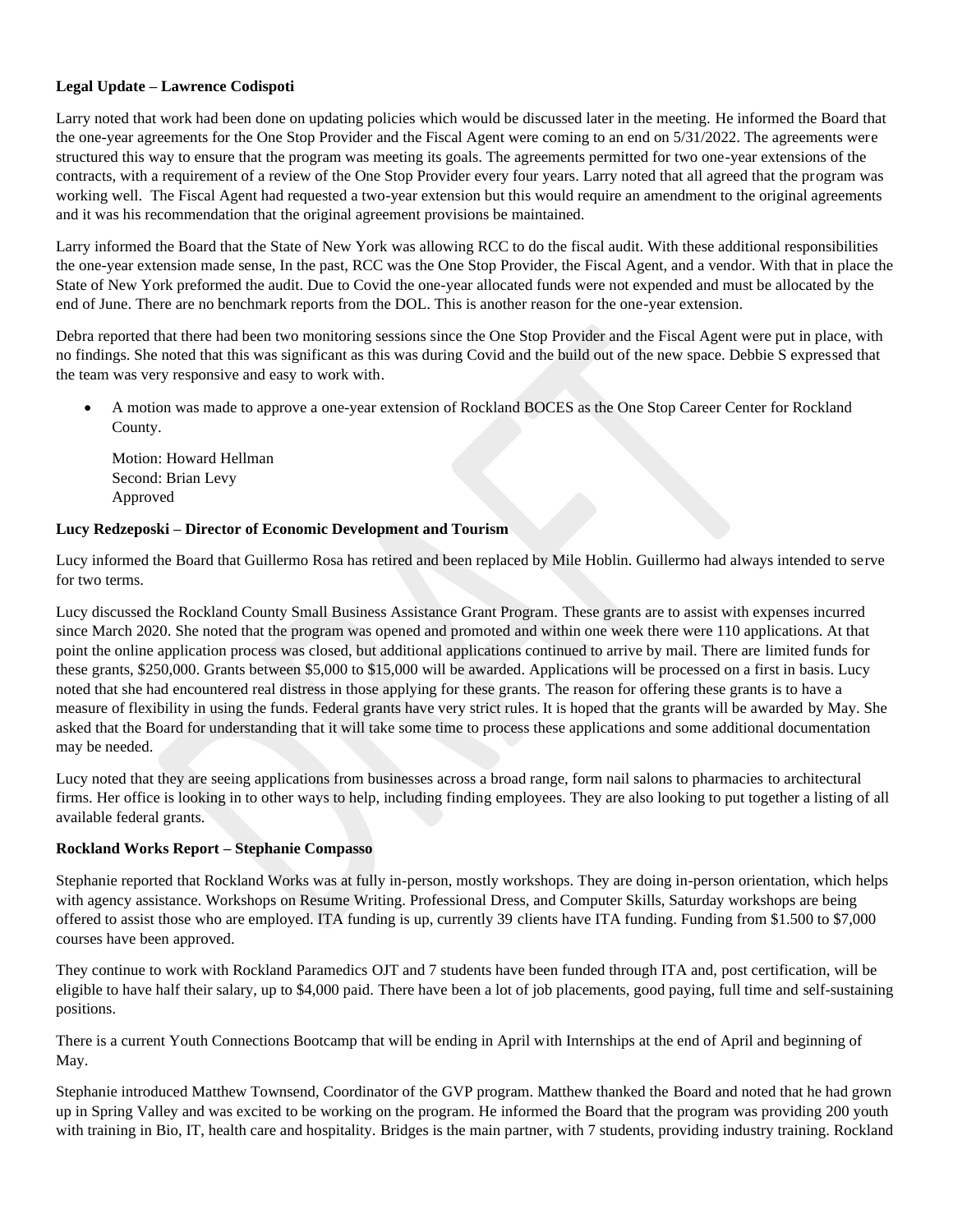**Legal Update – Lawrence Codispoti**

Larry noted that work had been done on updating policies which would be discussed later in the meeting. He informed the Board that the one-year agreements for the One Stop Provider and the Fiscal Agent were coming to an end on 5/31/2022. The agreements were structured this way to ensure that the program was meeting its goals. The agreements permitted for two one-year extensions of the contracts, with a requirement of a review of the One Stop Provider every four years. Larry noted that all agreed that the program was working well. The Fiscal Agent had requested a two-year extension but this would require an amendment to the original agreements and it was his recommendation that the original agreement provisions be maintained.

Larry informed the Board that the State of New York was allowing RCC to do the fiscal audit. With these additional responsibilities the one-year extension made sense, In the past, RCC was the One Stop Provider, the Fiscal Agent, and a vendor. With that in place the State of New York preformed the audit. Due to Covid the one-year allocated funds were not expended and must be allocated by the end of June. There are no benchmark reports from the DOL. This is another reason for the one-year extension.

Debra reported that there had been two monitoring sessions since the One Stop Provider and the Fiscal Agent were put in place, with no findings. She noted that this was significant as this was during Covid and the build out of the new space. Debbie S expressed that the team was very responsive and easy to work with.

- A motion was made to approve a one-year extension of Rockland BOCES as the One Stop Career Center for Rockland County.

  Motion: Howard Hellman
  Second: Brian Levy
  Approved

**Lucy Redzeposki – Director of Economic Development and Tourism**

Lucy informed the Board that Guillermo Rosa has retired and been replaced by Mile Hoblin. Guillermo had always intended to serve for two terms.

Lucy discussed the Rockland County Small Business Assistance Grant Program. These grants are to assist with expenses incurred since March 2020. She noted that the program was opened and promoted and within one week there were 110 applications. At that point the online application process was closed, but additional applications continued to arrive by mail. There are limited funds for these grants, $250,000. Grants between $5,000 to $15,000 will be awarded. Applications will be processed on a first in basis. Lucy noted that she had encountered real distress in those applying for these grants. The reason for offering these grants is to have a measure of flexibility in using the funds. Federal grants have very strict rules. It is hoped that the grants will be awarded by May. She asked that the Board for understanding that it will take some time to process these applications and some additional documentation may be needed.

Lucy noted that they are seeing applications from businesses across a broad range, form nail salons to pharmacies to architectural firms. Her office is looking in to other ways to help, including finding employees. They are also looking to put together a listing of all available federal grants.

**Rockland Works Report – Stephanie Compasso**

Stephanie reported that Rockland Works was at fully in-person, mostly workshops. They are doing in-person orientation, which helps with agency assistance. Workshops on Resume Writing. Professional Dress, and Computer Skills, Saturday workshops are being offered to assist those who are employed. ITA funding is up, currently 39 clients have ITA funding. Funding from $1.500 to $7,000 courses have been approved.

They continue to work with Rockland Paramedics OJT and 7 students have been funded through ITA and, post certification, will be eligible to have half their salary, up to $4,000 paid. There have been a lot of job placements, good paying, full time and self-sustaining positions.

There is a current Youth Connections Bootcamp that will be ending in April with Internships at the end of April and beginning of May.

Stephanie introduced Matthew Townsend, Coordinator of the GVP program. Matthew thanked the Board and noted that he had grown up in Spring Valley and was excited to be working on the program. He informed the Board that the program was providing 200 youth with training in Bio, IT, health care and hospitality. Bridges is the main partner, with 7 students, providing industry training. Rockland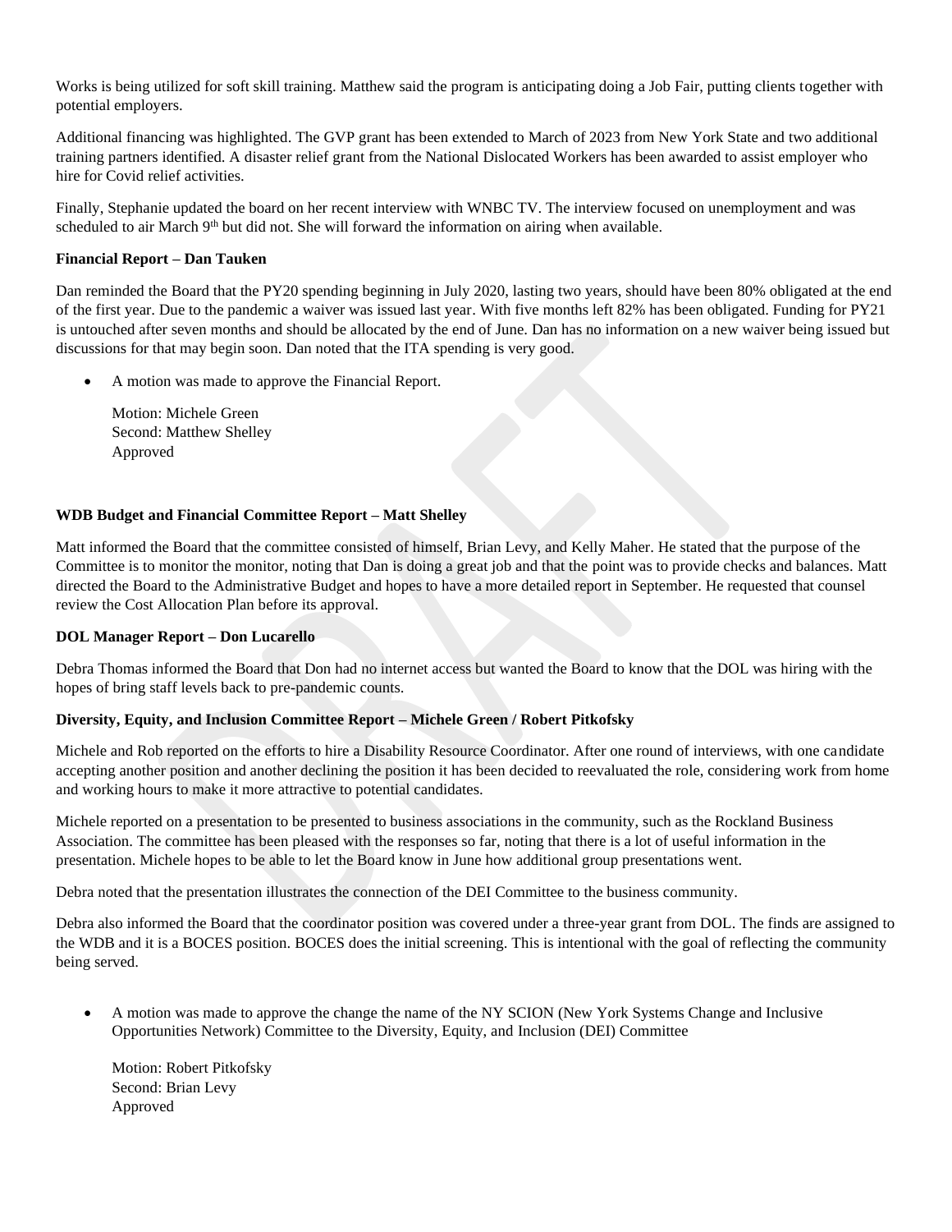Works is being utilized for soft skill training. Matthew said the program is anticipating doing a Job Fair, putting clients together with potential employers.

Additional financing was highlighted. The GVP grant has been extended to March of 2023 from New York State and two additional training partners identified. A disaster relief grant from the National Dislocated Workers has been awarded to assist employer who hire for Covid relief activities.

Finally, Stephanie updated the board on her recent interview with WNBC TV. The interview focused on unemployment and was scheduled to air March 9th but did not. She will forward the information on airing when available.

**Financial Report – Dan Tauken**

Dan reminded the Board that the PY20 spending beginning in July 2020, lasting two years, should have been 80% obligated at the end of the first year. Due to the pandemic a waiver was issued last year. With five months left 82% has been obligated. Funding for PY21 is untouched after seven months and should be allocated by the end of June. Dan has no information on a new waiver being issued but discussions for that may begin soon. Dan noted that the ITA spending is very good.

- A motion was made to approve the Financial Report.

  Motion: Michele Green
  Second: Matthew Shelley
  Approved

**WDB Budget and Financial Committee Report – Matt Shelley**

Matt informed the Board that the committee consisted of himself, Brian Levy, and Kelly Maher. He stated that the purpose of the Committee is to monitor the monitor, noting that Dan is doing a great job and that the point was to provide checks and balances. Matt directed the Board to the Administrative Budget and hopes to have a more detailed report in September. He requested that counsel review the Cost Allocation Plan before its approval.

**DOL Manager Report – Don Lucarello**

Debra Thomas informed the Board that Don had no internet access but wanted the Board to know that the DOL was hiring with the hopes of bring staff levels back to pre-pandemic counts.

**Diversity, Equity, and Inclusion Committee Report – Michele Green / Robert Pitkofsky**

Michele and Rob reported on the efforts to hire a Disability Resource Coordinator. After one round of interviews, with one candidate accepting another position and another declining the position it has been decided to reevaluated the role, considering work from home and working hours to make it more attractive to potential candidates.

Michele reported on a presentation to be presented to business associations in the community, such as the Rockland Business Association. The committee has been pleased with the responses so far, noting that there is a lot of useful information in the presentation. Michele hopes to be able to let the Board know in June how additional group presentations went.

Debra noted that the presentation illustrates the connection of the DEI Committee to the business community.

Debra also informed the Board that the coordinator position was covered under a three-year grant from DOL. The finds are assigned to the WDB and it is a BOCES position. BOCES does the initial screening. This is intentional with the goal of reflecting the community being served.

- A motion was made to approve the change the name of the NY SCION (New York Systems Change and Inclusive Opportunities Network) Committee to the Diversity, Equity, and Inclusion (DEI) Committee

  Motion: Robert Pitkofsky
  Second: Brian Levy
  Approved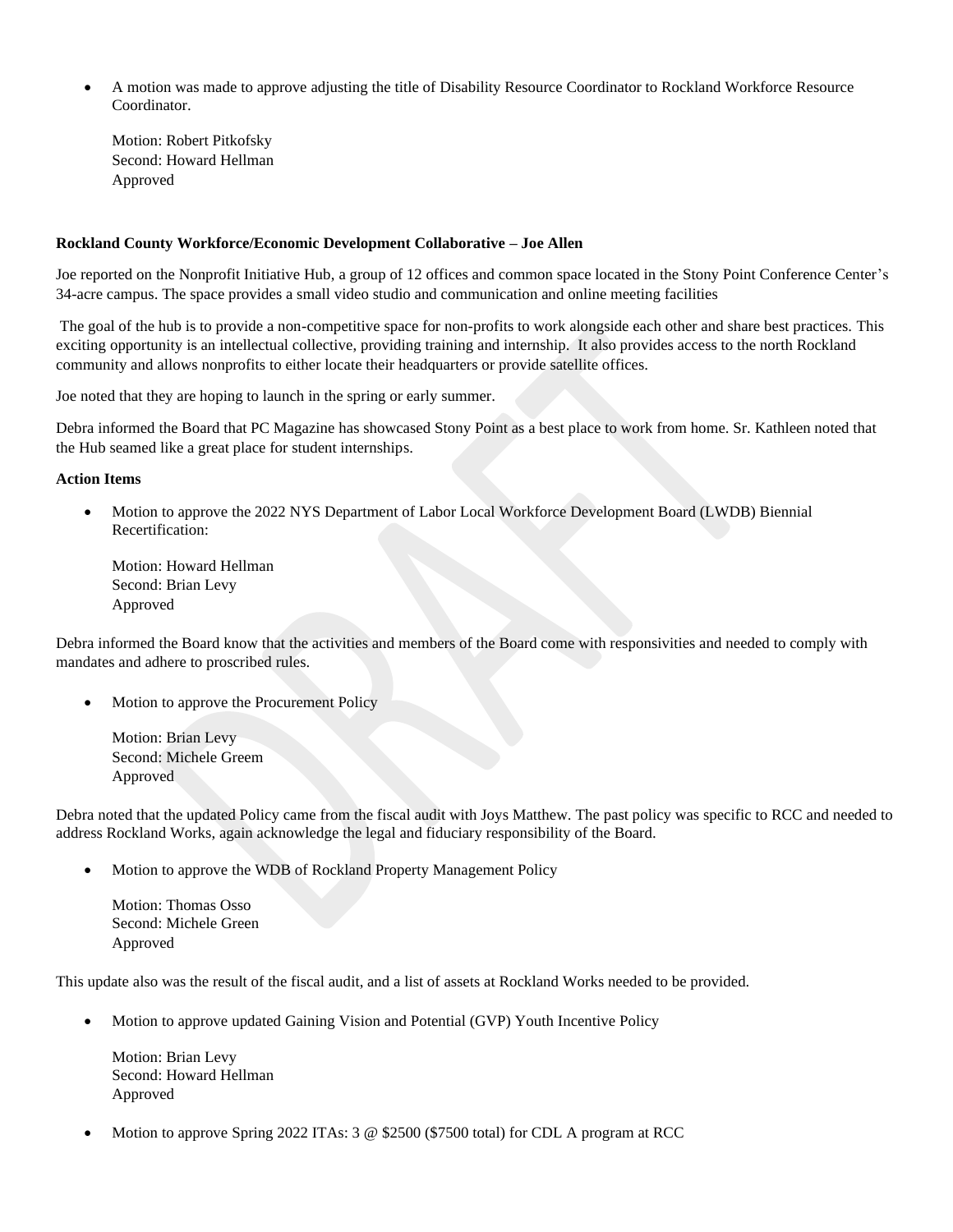- A motion was made to approve adjusting the title of Disability Resource Coordinator to Rockland Workforce Resource Coordinator.

  Motion: Robert Pitkofsky
  Second: Howard Hellman
  Approved

**Rockland County Workforce/Economic Development Collaborative – Joe Allen**

Joe reported on the Nonprofit Initiative Hub, a group of 12 offices and common space located in the Stony Point Conference Center's 34-acre campus. The space provides a small video studio and communication and online meeting facilities

The goal of the hub is to provide a non-competitive space for non-profits to work alongside each other and share best practices. This exciting opportunity is an intellectual collective, providing training and internship. It also provides access to the north Rockland community and allows nonprofits to either locate their headquarters or provide satellite offices.

Joe noted that they are hoping to launch in the spring or early summer.

Debra informed the Board that PC Magazine has showcased Stony Point as a best place to work from home. Sr. Kathleen noted that the Hub seamed like a great place for student internships.

**Action Items**

- Motion to approve the 2022 NYS Department of Labor Local Workforce Development Board (LWDB) Biennial Recertification:

  Motion: Howard Hellman
  Second: Brian Levy
  Approved

Debra informed the Board know that the activities and members of the Board come with responsivities and needed to comply with mandates and adhere to proscribed rules.

- Motion to approve the Procurement Policy

  Motion: Brian Levy
  Second: Michele Greem
  Approved

Debra noted that the updated Policy came from the fiscal audit with Joys Matthew. The past policy was specific to RCC and needed to address Rockland Works, again acknowledge the legal and fiduciary responsibility of the Board.

- Motion to approve the WDB of Rockland Property Management Policy

  Motion: Thomas Osso
  Second: Michele Green
  Approved

This update also was the result of the fiscal audit, and a list of assets at Rockland Works needed to be provided.

- Motion to approve updated Gaining Vision and Potential (GVP) Youth Incentive Policy

  Motion: Brian Levy
  Second: Howard Hellman
  Approved

- Motion to approve Spring 2022 ITAs: 3 @ $2500 ($7500 total) for CDL A program at RCC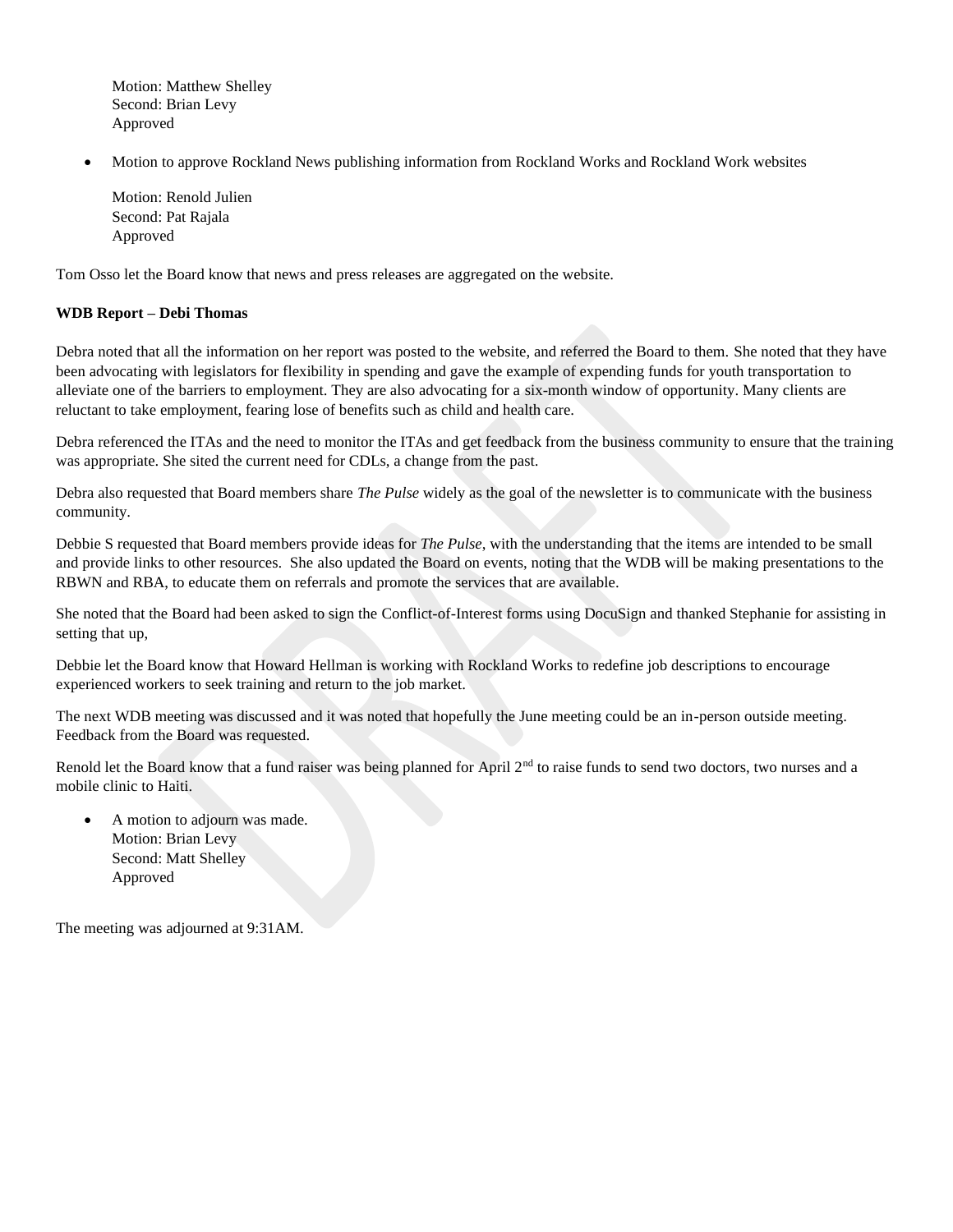Motion: Matthew Shelley
Second: Brian Levy
Approved

- Motion to approve Rockland News publishing information from Rockland Works and Rockland Work websites

  Motion: Renold Julien
  Second: Pat Rajala
  Approved

Tom Osso let the Board know that news and press releases are aggregated on the website.

**WDB Report – Debi Thomas**

Debra noted that all the information on her report was posted to the website, and referred the Board to them. She noted that they have been advocating with legislators for flexibility in spending and gave the example of expending funds for youth transportation to alleviate one of the barriers to employment. They are also advocating for a six-month window of opportunity. Many clients are reluctant to take employment, fearing lose of benefits such as child and health care.

Debra referenced the ITAs and the need to monitor the ITAs and get feedback from the business community to ensure that the training was appropriate. She sited the current need for CDLs, a change from the past.

Debra also requested that Board members share *The Pulse* widely as the goal of the newsletter is to communicate with the business community.

Debbie S requested that Board members provide ideas for *The Pulse*, with the understanding that the items are intended to be small and provide links to other resources. She also updated the Board on events, noting that the WDB will be making presentations to the RBWN and RBA, to educate them on referrals and promote the services that are available.

She noted that the Board had been asked to sign the Conflict-of-Interest forms using DocuSign and thanked Stephanie for assisting in setting that up,

Debbie let the Board know that Howard Hellman is working with Rockland Works to redefine job descriptions to encourage experienced workers to seek training and return to the job market.

The next WDB meeting was discussed and it was noted that hopefully the June meeting could be an in-person outside meeting. Feedback from the Board was requested.

Renold let the Board know that a fund raiser was being planned for April 2nd to raise funds to send two doctors, two nurses and a mobile clinic to Haiti.

- A motion to adjourn was made.
  Motion: Brian Levy
  Second: Matt Shelley
  Approved

The meeting was adjourned at 9:31AM.